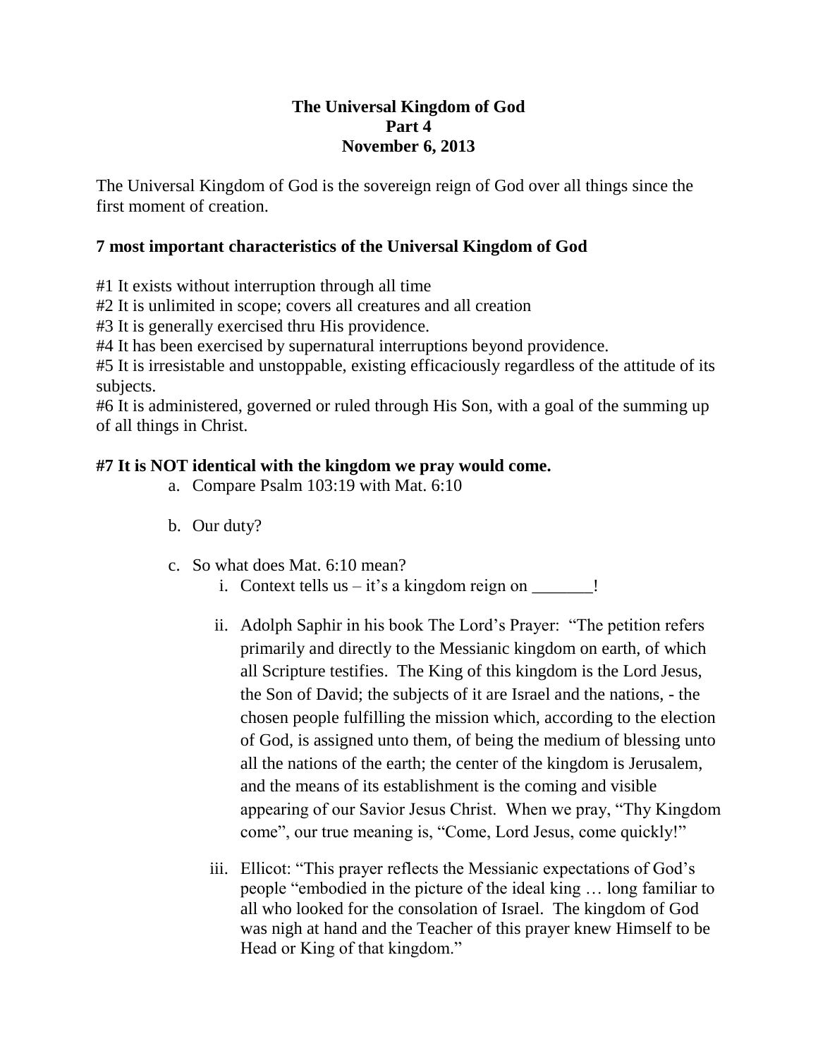# The Universal Kingdom of God
## Part 4
## November 6, 2013

The Universal Kingdom of God is the sovereign reign of God over all things since the first moment of creation.

**7 most important characteristics of the Universal Kingdom of God**

#1 It exists without interruption through all time
#2 It is unlimited in scope; covers all creatures and all creation
#3 It is generally exercised thru His providence.
#4 It has been exercised by supernatural interruptions beyond providence.
#5 It is irresistable and unstoppable, existing efficaciously regardless of the attitude of its subjects.
#6 It is administered, governed or ruled through His Son, with a goal of the summing up of all things in Christ.

**#7 It is NOT identical with the kingdom we pray would come.**

a. Compare Psalm 103:19 with Mat. 6:10

b. Our duty?

c. So what does Mat. 6:10 mean?

   i. Context tells us – it's a kingdom reign on _______!

   ii. Adolph Saphir in his book The Lord's Prayer: "The petition refers primarily and directly to the Messianic kingdom on earth, of which all Scripture testifies. The King of this kingdom is the Lord Jesus, the Son of David; the subjects of it are Israel and the nations, - the chosen people fulfilling the mission which, according to the election of God, is assigned unto them, of being the medium of blessing unto all the nations of the earth; the center of the kingdom is Jerusalem, and the means of its establishment is the coming and visible appearing of our Savior Jesus Christ. When we pray, "Thy Kingdom come", our true meaning is, "Come, Lord Jesus, come quickly!"

   iii. Ellicot: "This prayer reflects the Messianic expectations of God's people "embodied in the picture of the ideal king … long familiar to all who looked for the consolation of Israel. The kingdom of God was nigh at hand and the Teacher of this prayer knew Himself to be Head or King of that kingdom."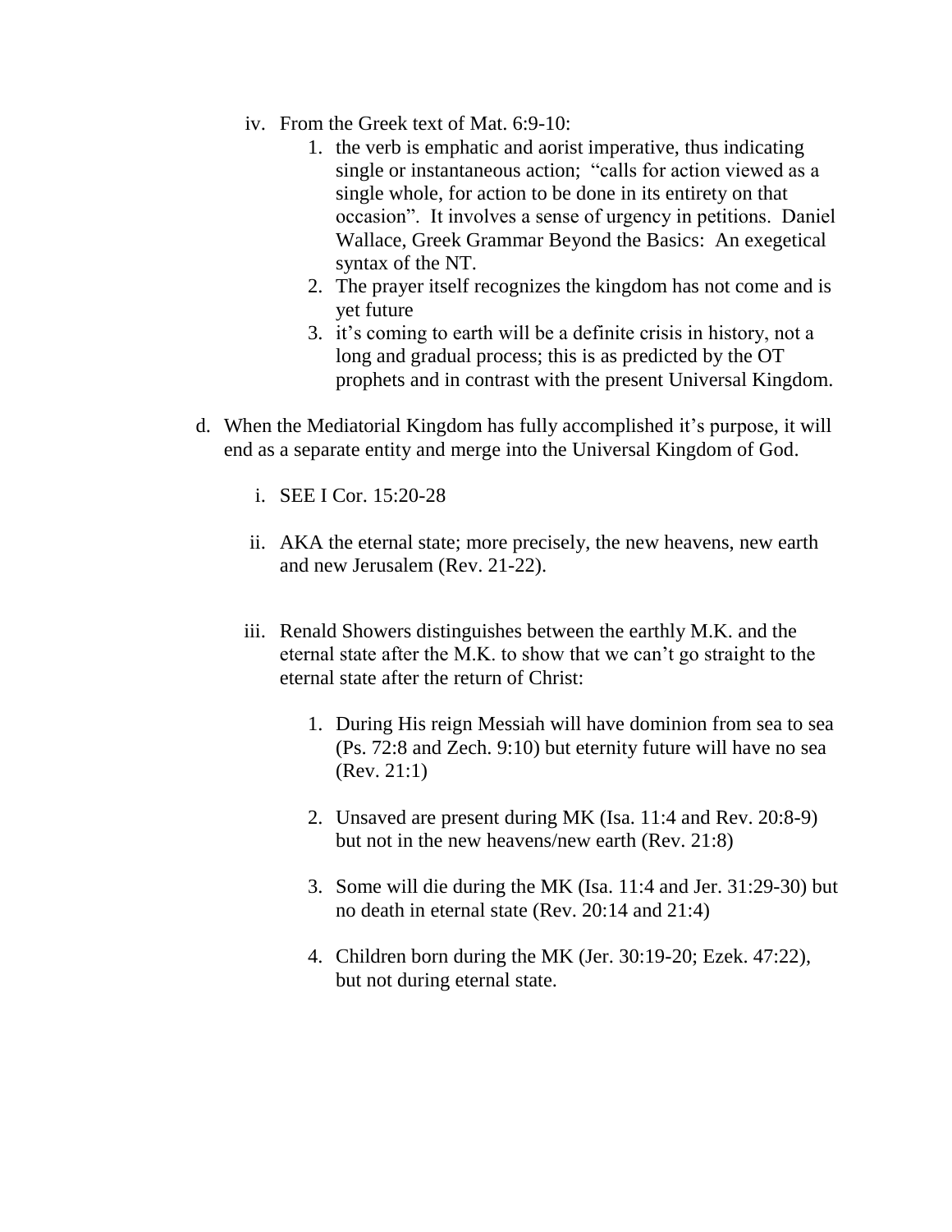iv. From the Greek text of Mat. 6:9-10:
    1. the verb is emphatic and aorist imperative, thus indicating single or instantaneous action; "calls for action viewed as a single whole, for action to be done in its entirety on that occasion". It involves a sense of urgency in petitions. Daniel Wallace, Greek Grammar Beyond the Basics: An exegetical syntax of the NT.
    2. The prayer itself recognizes the kingdom has not come and is yet future
    3. it's coming to earth will be a definite crisis in history, not a long and gradual process; this is as predicted by the OT prophets and in contrast with the present Universal Kingdom.

d. When the Mediatorial Kingdom has fully accomplished it's purpose, it will end as a separate entity and merge into the Universal Kingdom of God.

    i. SEE I Cor. 15:20-28

    ii. AKA the eternal state; more precisely, the new heavens, new earth and new Jerusalem (Rev. 21-22).

    iii. Renald Showers distinguishes between the earthly M.K. and the eternal state after the M.K. to show that we can't go straight to the eternal state after the return of Christ:

        1. During His reign Messiah will have dominion from sea to sea (Ps. 72:8 and Zech. 9:10) but eternity future will have no sea (Rev. 21:1)

        2. Unsaved are present during MK (Isa. 11:4 and Rev. 20:8-9) but not in the new heavens/new earth (Rev. 21:8)

        3. Some will die during the MK (Isa. 11:4 and Jer. 31:29-30) but no death in eternal state (Rev. 20:14 and 21:4)

        4. Children born during the MK (Jer. 30:19-20; Ezek. 47:22), but not during eternal state.